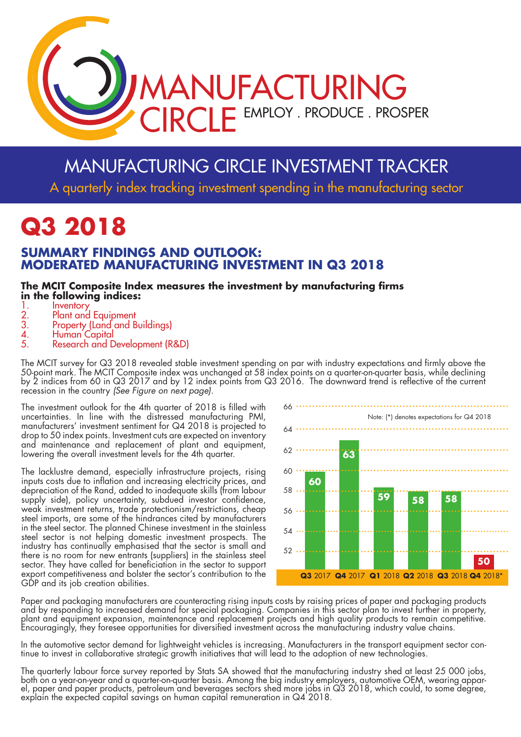# MANUFACTURING CIRCLE

EMPLOY . PRODUCE . PROSPER

## MANUFACTURING CIRCLE INVESTMENT TRACKER

A quarterly index tracking investment spending in the manufacturing sector

# Q3 2018

## SUMMARY FINDINGS AND OUTLOOK: MODERATED MANUFACTURING INVESTMENT IN Q3 2018

**The MCIT Composite Index measures the investment by manufacturing firms in the following indices:**

1. Inventory
2. Plant and Equipment
3. Property (Land and Buildings)
4. Human Capital
5. Research and Development (R&D)

The MCIT survey for Q3 2018 revealed stable investment spending on par with industry expectations and firmly above the 50-point mark. The MCIT Composite index was unchanged at 58 index points on a quarter-on-quarter basis, while declining by 2 indices from 60 in Q3 2017 and by 12 index points from Q3 2016. The downward trend is reflective of the current recession in the country *(See Figure on next page)*.

The investment outlook for the 4th quarter of 2018 is filled with uncertainties. In line with the distressed manufacturing PMI, manufacturers' investment sentiment for Q4 2018 is projected to drop to 50 index points. Investment cuts are expected on inventory and maintenance and replacement of plant and equipment, lowering the overall investment levels for the 4th quarter.

The lacklustre demand, especially infrastructure projects, rising inputs costs due to inflation and increasing electricity prices, and depreciation of the Rand, added to inadequate skills (from labour supply side), policy uncertainty, subdued investor confidence, weak investment returns, trade protectionism/restrictions, cheap steel imports, are some of the hindrances cited by manufacturers in the steel sector. The planned Chinese investment in the stainless steel sector is not helping domestic investment prospects. The industry has continually emphasised that the sector is small and there is no room for new entrants (suppliers) in the stainless steel sector. They have called for beneficiation in the sector to support export competitiveness and bolster the sector's contribution to the GDP and its job creation abilities.

Note: (*) denotes expectations for Q4 2018

| Quarter | Index |
|---|---|
| Q3 2017 | 60 |
| Q4 2017 | 63 |
| Q1 2018 | 59 |
| Q2 2018 | 58 |
| Q3 2018 | 58 |
| Q4 2018* | 50 |

Paper and packaging manufacturers are counteracting rising inputs costs by raising prices of paper and packaging products and by responding to increased demand for special packaging. Companies in this sector plan to invest further in property, plant and equipment expansion, maintenance and replacement projects and high quality products to remain competitive. Encouragingly, they foresee opportunities for diversified investment across the manufacturing industry value chains.

In the automotive sector demand for lightweight vehicles is increasing. Manufacturers in the transport equipment sector continue to invest in collaborative strategic growth initiatives that will lead to the adoption of new technologies.

The quarterly labour force survey reported by Stats SA showed that the manufacturing industry shed at least 25 000 jobs, both on a year-on-year and a quarter-on-quarter basis. Among the big industry employers, automotive OEM, wearing apparel, paper and paper products, petroleum and beverages sectors shed more jobs in Q3 2018, which could, to some degree, explain the expected capital savings on human capital remuneration in Q4 2018.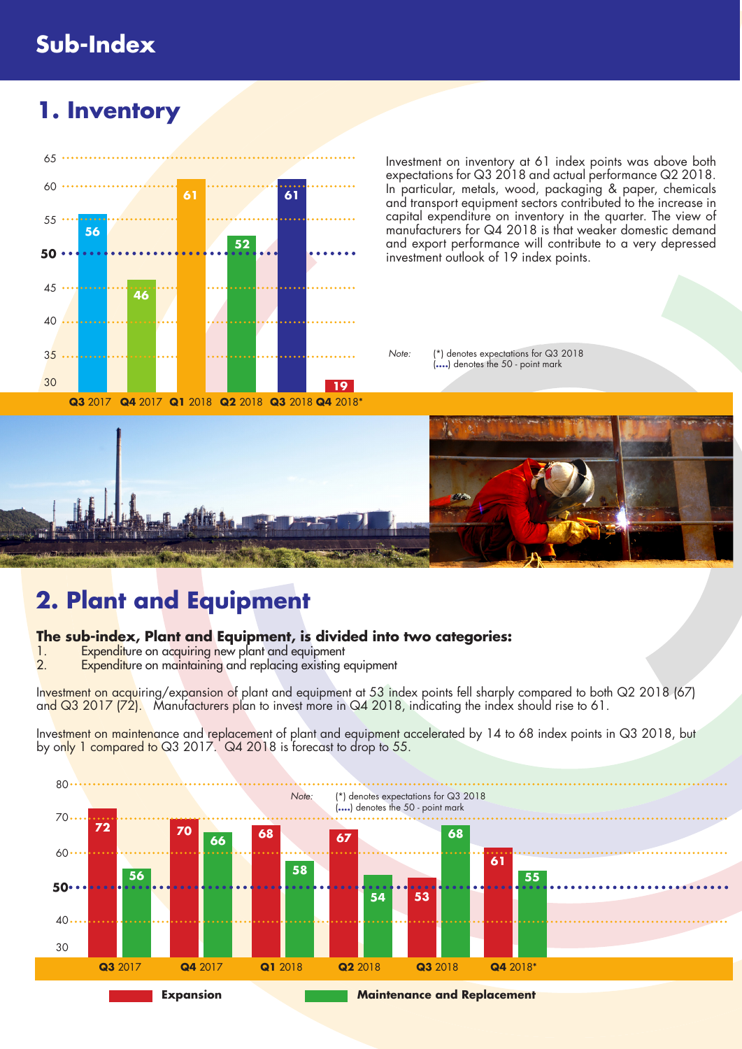# Sub-Index

## 1. Inventory

| Quarter | Index |
|---|---|
| Q3 2017 | 56 |
| Q4 2017 | 46 |
| Q1 2018 | 61 |
| Q2 2018 | 52 |
| Q3 2018 | 61 |
| Q4 2018* | 19 |

Investment on inventory at 61 index points was above both expectations for Q3 2018 and actual performance Q2 2018. In particular, metals, wood, packaging & paper, chemicals and transport equipment sectors contributed to the increase in capital expenditure on inventory in the quarter. The view of manufacturers for Q4 2018 is that weaker domestic demand and export performance will contribute to a very depressed investment outlook of 19 index points.

*Note:* (*) denotes expectations for Q3 2018
(....) denotes the 50 - point mark

## 2. Plant and Equipment

**The sub-index, Plant and Equipment, is divided into two categories:**

1. Expenditure on acquiring new plant and equipment
2. Expenditure on maintaining and replacing existing equipment

Investment on acquiring/expansion of plant and equipment at 53 index points fell sharply compared to both Q2 2018 (67) and Q3 2017 (72). Manufacturers plan to invest more in Q4 2018, indicating the index should rise to 61.

Investment on maintenance and replacement of plant and equipment accelerated by 14 to 68 index points in Q3 2018, but by only 1 compared to Q3 2017. Q4 2018 is forecast to drop to 55.

| Quarter | Expansion | Maintenance and Replacement |
|---|---|---|
| Q3 2017 | 72 | 56 |
| Q4 2017 | 70 | 66 |
| Q1 2018 | 68 | 58 |
| Q2 2018 | 67 | 54 |
| Q3 2018 | 53 | 68 |
| Q4 2018* | 61 | 55 |

*Note:* (*) denotes expectations for Q3 2018
(....) denotes the 50 - point mark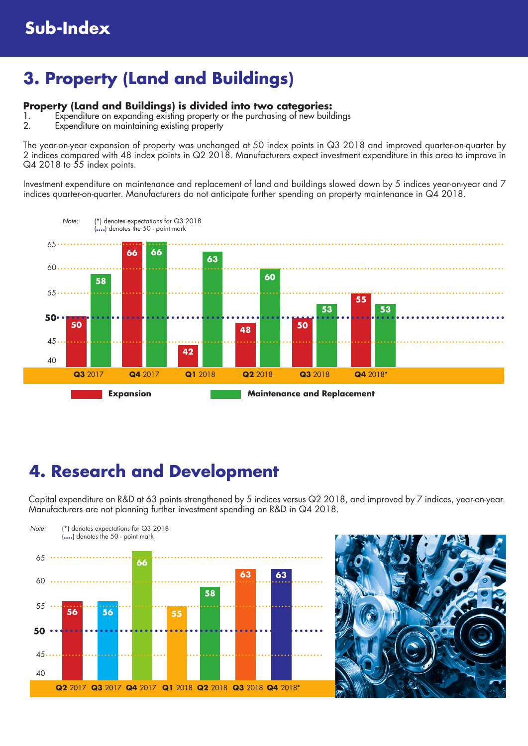## Sub-Index

# 3. Property (Land and Buildings)

**Property (Land and Buildings) is divided into two categories:**

1. Expenditure on expanding existing property or the purchasing of new buildings
2. Expenditure on maintaining existing property

The year-on-year expansion of property was unchanged at 50 index points in Q3 2018 and improved quarter-on-quarter by 2 indices compared with 48 index points in Q2 2018. Manufacturers expect investment expenditure in this area to improve in Q4 2018 to 55 index points.

Investment expenditure on maintenance and replacement of land and buildings slowed down by 5 indices year-on-year and 7 indices quarter-on-quarter. Manufacturers do not anticipate further spending on property maintenance in Q4 2018.

*Note:* (*) denotes expectations for Q3 2018
(....) denotes the 50 - point mark

| | Q3 2017 | Q4 2017 | Q1 2018 | Q2 2018 | Q3 2018 | Q4 2018* |
|---|---|---|---|---|---|---|
| Expansion | 50 | 66 | 42 | 48 | 50 | 55 |
| Maintenance and Replacement | 58 | 66 | 63 | 60 | 53 | 53 |

# 4. Research and Development

Capital expenditure on R&D at 63 points strengthened by 5 indices versus Q2 2018, and improved by 7 indices, year-on-year. Manufacturers are not planning further investment spending on R&D in Q4 2018.

*Note:* (*) denotes expectations for Q3 2018
(....) denotes the 50 - point mark

| Q2 2017 | Q3 2017 | Q4 2017 | Q1 2018 | Q2 2018 | Q3 2018 | Q4 2018* |
|---|---|---|---|---|---|---|
| 56 | 56 | 66 | 55 | 58 | 63 | 63 |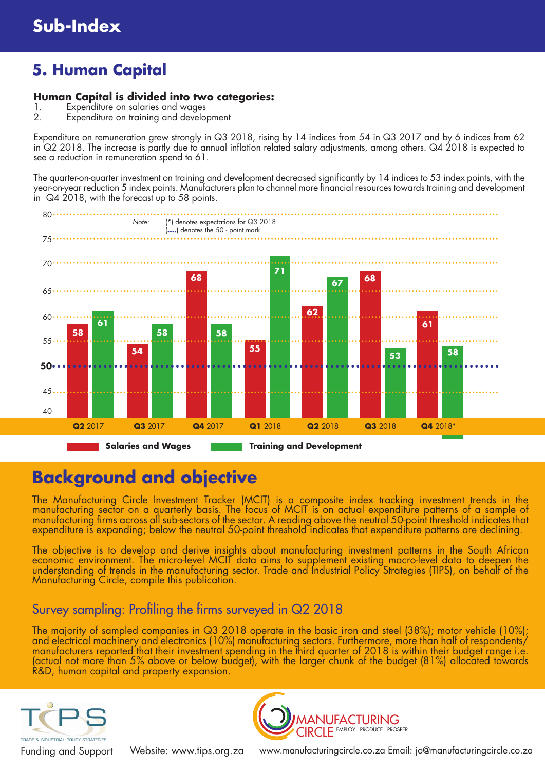# Sub-Index

## 5. Human Capital

**Human Capital is divided into two categories:**

1. Expenditure on salaries and wages
2. Expenditure on training and development

Expenditure on remuneration grew strongly in Q3 2018, rising by 14 indices from 54 in Q3 2017 and by 6 indices from 62 in Q2 2018. The increase is partly due to annual inflation related salary adjustments, among others. Q4 2018 is expected to see a reduction in remuneration spend to 61.

The quarter-on-quarter investment on training and development decreased significantly by 14 indices to 53 index points, with the year-on-year reduction 5 index points. Manufacturers plan to channel more financial resources towards training and development in Q4 2018, with the forecast up to 58 points.

80
75
70
65
60
55
50
45
40

Note: (*) denotes expectations for Q3 2018
(....) denotes the 50 - point mark

58 61 54 58 68 58 55 71 62 67 68 53 61 58

**Q2** 2017 **Q3** 2017 **Q4** 2017 **Q1** 2018 **Q2** 2018 **Q3** 2018 **Q4** 2018*

**Salaries and Wages** **Training and Development**

# Background and objective

The Manufacturing Circle Investment Tracker (MCIT) is a composite index tracking investment trends in the manufacturing sector on a quarterly basis. The focus of MCIT is on actual expenditure patterns of a sample of manufacturing firms across all sub-sectors of the sector. A reading above the neutral 50-point threshold indicates that expenditure is expanding; below the neutral 50-point threshold indicates that expenditure patterns are declining.

The objective is to develop and derive insights about manufacturing investment patterns in the South African economic environment. The micro-level MCIT data aims to supplement existing macro-level data to deepen the understanding of trends in the manufacturing sector. Trade and Industrial Policy Strategies (TIPS), on behalf of the Manufacturing Circle, compile this publication.

## Survey sampling: Profiling the firms surveyed in Q2 2018

The majority of sampled companies in Q3 2018 operate in the basic iron and steel (38%); motor vehicle (10%); and electrical machinery and electronics (10%) manufacturing sectors. Furthermore, more than half of respondents/ manufacturers reported that their investment spending in the third quarter of 2018 is within their budget range i.e. (actual not more than 5% above or below budget), with the larger chunk of the budget (81%) allocated towards R&D, human capital and property expansion.

TIPS TRADE & INDUSTRIAL POLICY STRATEGIES

Funding and Support Website: www.tips.org.za

MANUFACTURING CIRCLE EMPLOY . PRODUCE . PROSPER

www.manufacturingcircle.co.za Email: jo@manufacturingcircle.co.za